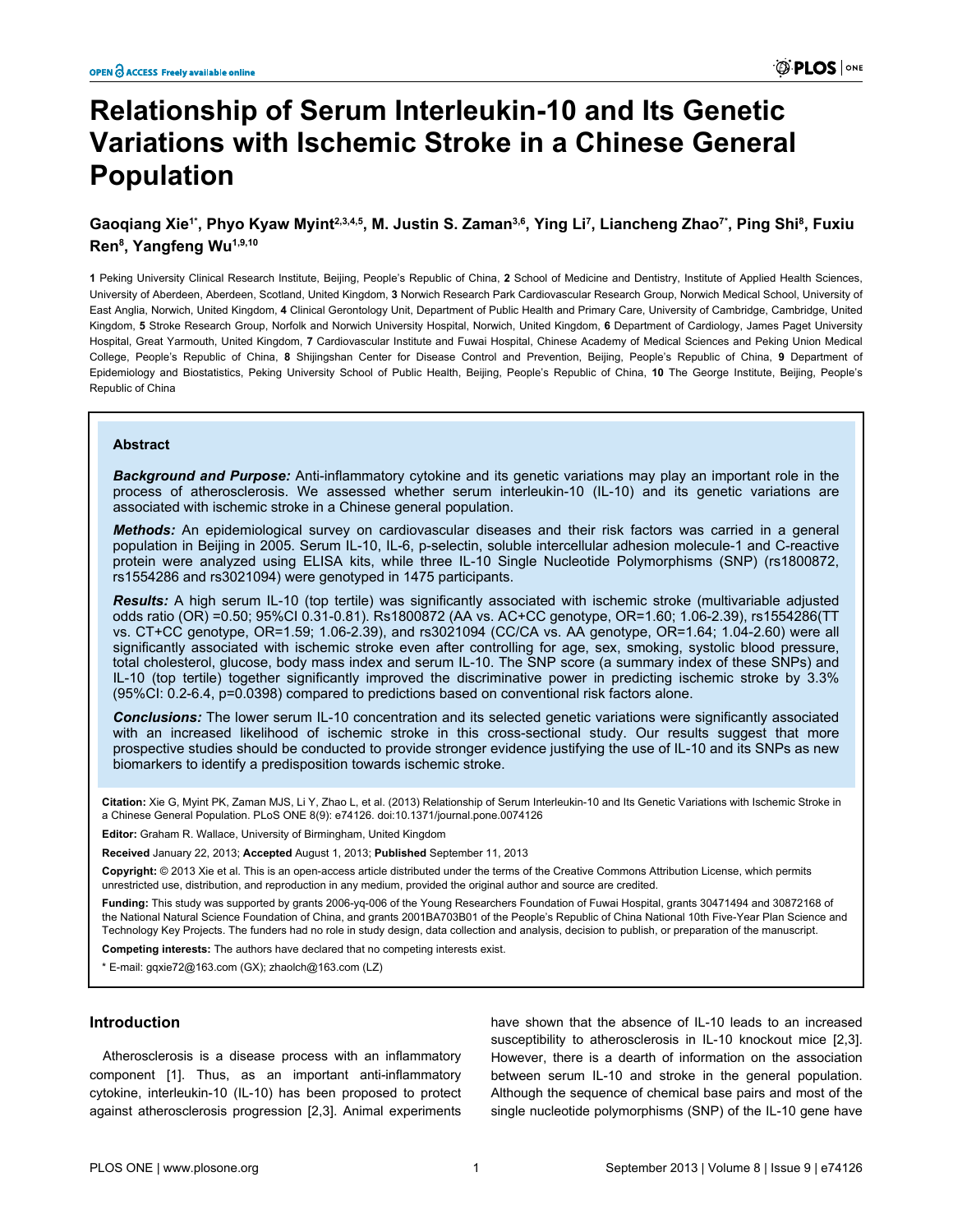# Relationship of Serum Interleukin-10 and Its Genetic Variations with Ischemic Stroke in a Chinese General Population

**Gaoqiang Xie[1*], Phyo Kyaw Myint[2,3,4,5], M. Justin S. Zaman[3,6], Ying Li[7], Liancheng Zhao[7*], Ping Shi[8], Fuxiu Ren[8], Yangfeng Wu[1,9,10]**

**1** Peking University Clinical Research Institute, Beijing, People's Republic of China, **2** School of Medicine and Dentistry, Institute of Applied Health Sciences, University of Aberdeen, Aberdeen, Scotland, United Kingdom, **3** Norwich Research Park Cardiovascular Research Group, Norwich Medical School, University of East Anglia, Norwich, United Kingdom, **4** Clinical Gerontology Unit, Department of Public Health and Primary Care, University of Cambridge, Cambridge, United Kingdom, **5** Stroke Research Group, Norfolk and Norwich University Hospital, Norwich, United Kingdom, **6** Department of Cardiology, James Paget University Hospital, Great Yarmouth, United Kingdom, **7** Cardiovascular Institute and Fuwai Hospital, Chinese Academy of Medical Sciences and Peking Union Medical College, People's Republic of China, **8** Shijingshan Center for Disease Control and Prevention, Beijing, People's Republic of China, **9** Department of Epidemiology and Biostatistics, Peking University School of Public Health, Beijing, People's Republic of China, **10** The George Institute, Beijing, People's Republic of China

## Abstract

***Background and Purpose:*** Anti-inflammatory cytokine and its genetic variations may play an important role in the process of atherosclerosis. We assessed whether serum interleukin-10 (IL-10) and its genetic variations are associated with ischemic stroke in a Chinese general population.

***Methods:*** An epidemiological survey on cardiovascular diseases and their risk factors was carried in a general population in Beijing in 2005. Serum IL-10, IL-6, p-selectin, soluble intercellular adhesion molecule-1 and C-reactive protein were analyzed using ELISA kits, while three IL-10 Single Nucleotide Polymorphisms (SNP) (rs1800872, rs1554286 and rs3021094) were genotyped in 1475 participants.

***Results:*** A high serum IL-10 (top tertile) was significantly associated with ischemic stroke (multivariable adjusted odds ratio (OR) =0.50; 95%CI 0.31-0.81). Rs1800872 (AA vs. AC+CC genotype, OR=1.60; 1.06-2.39), rs1554286(TT vs. CT+CC genotype, OR=1.59; 1.06-2.39), and rs3021094 (CC/CA vs. AA genotype, OR=1.64; 1.04-2.60) were all significantly associated with ischemic stroke even after controlling for age, sex, smoking, systolic blood pressure, total cholesterol, glucose, body mass index and serum IL-10. The SNP score (a summary index of these SNPs) and IL-10 (top tertile) together significantly improved the discriminative power in predicting ischemic stroke by 3.3% (95%CI: 0.2-6.4, p=0.0398) compared to predictions based on conventional risk factors alone.

***Conclusions:*** The lower serum IL-10 concentration and its selected genetic variations were significantly associated with an increased likelihood of ischemic stroke in this cross-sectional study. Our results suggest that more prospective studies should be conducted to provide stronger evidence justifying the use of IL-10 and its SNPs as new biomarkers to identify a predisposition towards ischemic stroke.

**Citation:** Xie G, Myint PK, Zaman MJS, Li Y, Zhao L, et al. (2013) Relationship of Serum Interleukin-10 and Its Genetic Variations with Ischemic Stroke in a Chinese General Population. PLoS ONE 8(9): e74126. doi:10.1371/journal.pone.0074126

**Editor:** Graham R. Wallace, University of Birmingham, United Kingdom

**Received** January 22, 2013; **Accepted** August 1, 2013; **Published** September 11, 2013

**Copyright:** © 2013 Xie et al. This is an open-access article distributed under the terms of the Creative Commons Attribution License, which permits unrestricted use, distribution, and reproduction in any medium, provided the original author and source are credited.

**Funding:** This study was supported by grants 2006-yq-006 of the Young Researchers Foundation of Fuwai Hospital, grants 30471494 and 30872168 of the National Natural Science Foundation of China, and grants 2001BA703B01 of the People's Republic of China National 10th Five-Year Plan Science and Technology Key Projects. The funders had no role in study design, data collection and analysis, decision to publish, or preparation of the manuscript.

**Competing interests:** The authors have declared that no competing interests exist.

\* E-mail: gqxie72@163.com (GX); zhaolch@163.com (LZ)

## Introduction

Atherosclerosis is a disease process with an inflammatory component [1]. Thus, as an important anti-inflammatory cytokine, interleukin-10 (IL-10) has been proposed to protect against atherosclerosis progression [2,3]. Animal experiments have shown that the absence of IL-10 leads to an increased susceptibility to atherosclerosis in IL-10 knockout mice [2,3]. However, there is a dearth of information on the association between serum IL-10 and stroke in the general population. Although the sequence of chemical base pairs and most of the single nucleotide polymorphisms (SNP) of the IL-10 gene have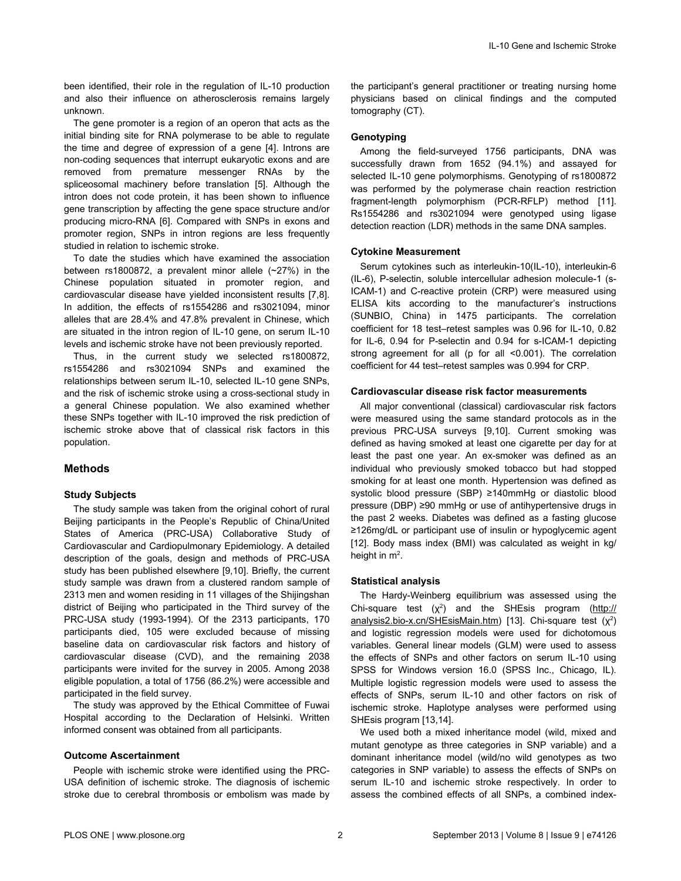been identified, their role in the regulation of IL-10 production and also their influence on atherosclerosis remains largely unknown.

The gene promoter is a region of an operon that acts as the initial binding site for RNA polymerase to be able to regulate the time and degree of expression of a gene [4]. Introns are non-coding sequences that interrupt eukaryotic exons and are removed from premature messenger RNAs by the spliceosomal machinery before translation [5]. Although the intron does not code protein, it has been shown to influence gene transcription by affecting the gene space structure and/or producing micro-RNA [6]. Compared with SNPs in exons and promoter region, SNPs in intron regions are less frequently studied in relation to ischemic stroke.

To date the studies which have examined the association between rs1800872, a prevalent minor allele (~27%) in the Chinese population situated in promoter region, and cardiovascular disease have yielded inconsistent results [7,8]. In addition, the effects of rs1554286 and rs3021094, minor alleles that are 28.4% and 47.8% prevalent in Chinese, which are situated in the intron region of IL-10 gene, on serum IL-10 levels and ischemic stroke have not been previously reported.

Thus, in the current study we selected rs1800872, rs1554286 and rs3021094 SNPs and examined the relationships between serum IL-10, selected IL-10 gene SNPs, and the risk of ischemic stroke using a cross-sectional study in a general Chinese population. We also examined whether these SNPs together with IL-10 improved the risk prediction of ischemic stroke above that of classical risk factors in this population.

## Methods

### Study Subjects

The study sample was taken from the original cohort of rural Beijing participants in the People's Republic of China/United States of America (PRC-USA) Collaborative Study of Cardiovascular and Cardiopulmonary Epidemiology. A detailed description of the goals, design and methods of PRC-USA study has been published elsewhere [9,10]. Briefly, the current study sample was drawn from a clustered random sample of 2313 men and women residing in 11 villages of the Shijingshan district of Beijing who participated in the Third survey of the PRC-USA study (1993-1994). Of the 2313 participants, 170 participants died, 105 were excluded because of missing baseline data on cardiovascular risk factors and history of cardiovascular disease (CVD), and the remaining 2038 participants were invited for the survey in 2005. Among 2038 eligible population, a total of 1756 (86.2%) were accessible and participated in the field survey.

The study was approved by the Ethical Committee of Fuwai Hospital according to the Declaration of Helsinki. Written informed consent was obtained from all participants.

### Outcome Ascertainment

People with ischemic stroke were identified using the PRC-USA definition of ischemic stroke. The diagnosis of ischemic stroke due to cerebral thrombosis or embolism was made by the participant's general practitioner or treating nursing home physicians based on clinical findings and the computed tomography (CT).

### Genotyping

Among the field-surveyed 1756 participants, DNA was successfully drawn from 1652 (94.1%) and assayed for selected IL-10 gene polymorphisms. Genotyping of rs1800872 was performed by the polymerase chain reaction restriction fragment-length polymorphism (PCR-RFLP) method [11]. Rs1554286 and rs3021094 were genotyped using ligase detection reaction (LDR) methods in the same DNA samples.

### Cytokine Measurement

Serum cytokines such as interleukin-10(IL-10), interleukin-6 (IL-6), P-selectin, soluble intercellular adhesion molecule-1 (s-ICAM-1) and C-reactive protein (CRP) were measured using ELISA kits according to the manufacturer's instructions (SUNBIO, China) in 1475 participants. The correlation coefficient for 18 test–retest samples was 0.96 for IL-10, 0.82 for IL-6, 0.94 for P-selectin and 0.94 for s-ICAM-1 depicting strong agreement for all (p for all <0.001). The correlation coefficient for 44 test–retest samples was 0.994 for CRP.

### Cardiovascular disease risk factor measurements

All major conventional (classical) cardiovascular risk factors were measured using the same standard protocols as in the previous PRC-USA surveys [9,10]. Current smoking was defined as having smoked at least one cigarette per day for at least the past one year. An ex-smoker was defined as an individual who previously smoked tobacco but had stopped smoking for at least one month. Hypertension was defined as systolic blood pressure (SBP) ≥140mmHg or diastolic blood pressure (DBP) ≥90 mmHg or use of antihypertensive drugs in the past 2 weeks. Diabetes was defined as a fasting glucose ≥126mg/dL or participant use of insulin or hypoglycemic agent [12]. Body mass index (BMI) was calculated as weight in kg/ height in $m^2$.

### Statistical analysis

The Hardy-Weinberg equilibrium was assessed using the Chi-square test ($\chi^2$) and the SHEsis program (http://analysis2.bio-x.cn/SHEsisMain.htm) [13]. Chi-square test ($\chi^2$) and logistic regression models were used for dichotomous variables. General linear models (GLM) were used to assess the effects of SNPs and other factors on serum IL-10 using SPSS for Windows version 16.0 (SPSS Inc., Chicago, IL). Multiple logistic regression models were used to assess the effects of SNPs, serum IL-10 and other factors on risk of ischemic stroke. Haplotype analyses were performed using SHEsis program [13,14].

We used both a mixed inheritance model (wild, mixed and mutant genotype as three categories in SNP variable) and a dominant inheritance model (wild/no wild genotypes as two categories in SNP variable) to assess the effects of SNPs on serum IL-10 and ischemic stroke respectively. In order to assess the combined effects of all SNPs, a combined index-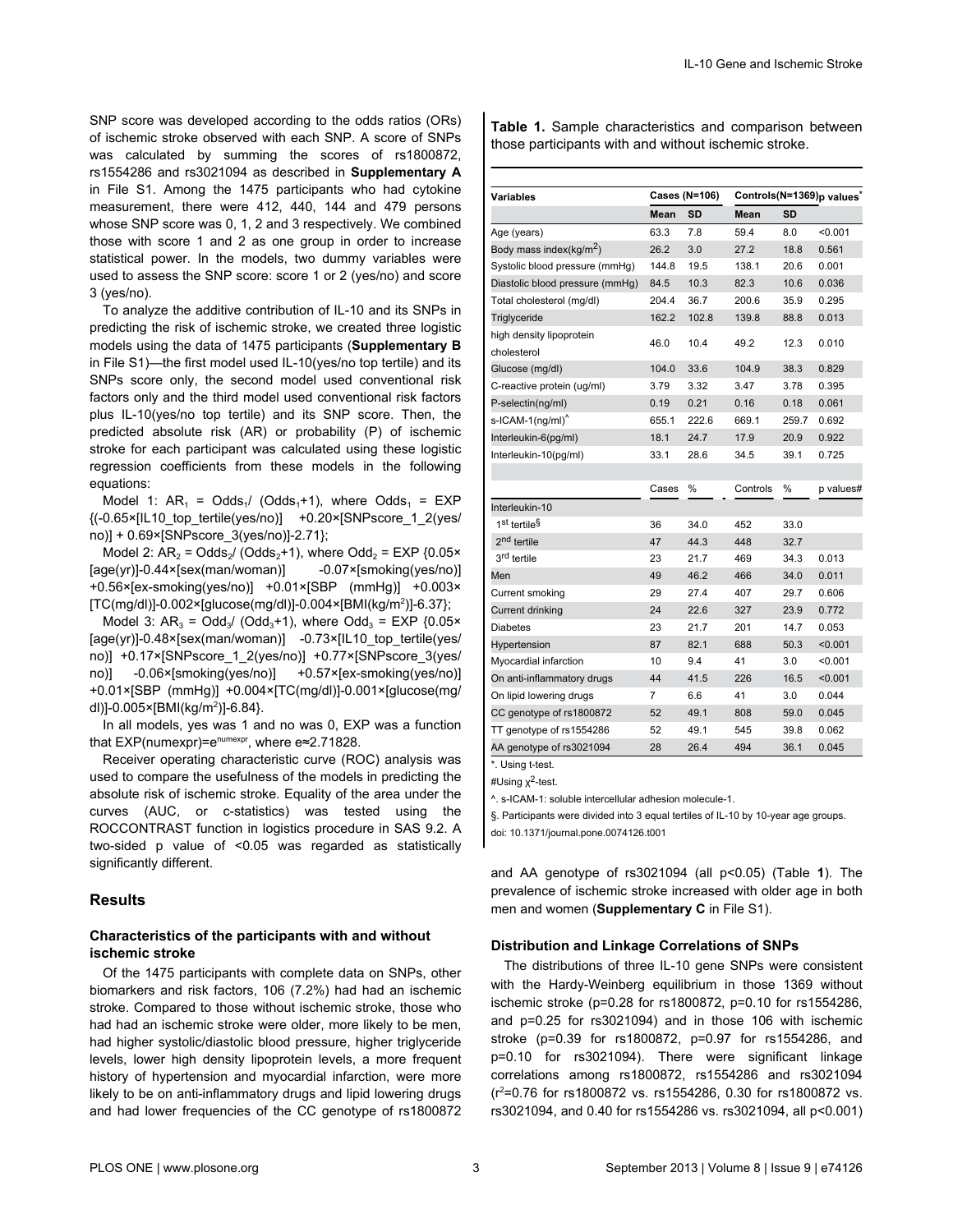SNP score was developed according to the odds ratios (ORs) of ischemic stroke observed with each SNP. A score of SNPs was calculated by summing the scores of rs1800872, rs1554286 and rs3021094 as described in **Supplementary A** in File S1. Among the 1475 participants who had cytokine measurement, there were 412, 440, 144 and 479 persons whose SNP score was 0, 1, 2 and 3 respectively. We combined those with score 1 and 2 as one group in order to increase statistical power. In the models, two dummy variables were used to assess the SNP score: score 1 or 2 (yes/no) and score 3 (yes/no).

To analyze the additive contribution of IL-10 and its SNPs in predicting the risk of ischemic stroke, we created three logistic models using the data of 1475 participants (**Supplementary B** in File S1)—the first model used IL-10(yes/no top tertile) and its SNPs score only, the second model used conventional risk factors only and the third model used conventional risk factors plus IL-10(yes/no top tertile) and its SNP score. Then, the predicted absolute risk (AR) or probability (P) of ischemic stroke for each participant was calculated using these logistic regression coefficients from these models in the following equations:

Model 1: $AR_1$ = $Odds_1$/ ($Odds_1$+1), where $Odds_1$ = EXP {(-0.65×[IL10_top_tertile(yes/no)] +0.20×[SNPscore_1_2(yes/no)] + 0.69×[SNPscore_3(yes/no)]-2.71};

Model 2: $AR_2$ = $Odds_2$/ ($Odds_2$+1), where $Odd_2$ = EXP {0.05×[age(yr)]-0.44×[sex(man/woman)] -0.07×[smoking(yes/no)] +0.56×[ex-smoking(yes/no)] +0.01×[SBP (mmHg)] +0.003×[TC(mg/dl)]-0.002×[glucose(mg/dl)]-0.004×[BMI(kg/m$^2$)]-6.37};

Model 3: $AR_3$ = $Odd_3$/ ($Odd_3$+1), where $Odd_3$ = EXP {0.05×[age(yr)]-0.48×[sex(man/woman)] -0.73×[IL10_top_tertile(yes/no)] +0.17×[SNPscore_1_2(yes/no)] +0.77×[SNPscore_3(yes/no)] -0.06×[smoking(yes/no)] +0.57×[ex-smoking(yes/no)] +0.01×[SBP (mmHg)] +0.004×[TC(mg/dl)]-0.001×[glucose(mg/dl)]-0.005×[BMI(kg/m$^2$)]-6.84}.

In all models, yes was 1 and no was 0, EXP was a function that EXP(numexpr)=$e^{numexpr}$, where e≈2.71828.

Receiver operating characteristic curve (ROC) analysis was used to compare the usefulness of the models in predicting the absolute risk of ischemic stroke. Equality of the area under the curves (AUC, or c-statistics) was tested using the ROCCONTRAST function in logistics procedure in SAS 9.2. A two-sided p value of <0.05 was regarded as statistically significantly different.

## Results

### Characteristics of the participants with and without ischemic stroke

Of the 1475 participants with complete data on SNPs, other biomarkers and risk factors, 106 (7.2%) had had an ischemic stroke. Compared to those without ischemic stroke, those who had had an ischemic stroke were older, more likely to be men, had higher systolic/diastolic blood pressure, higher triglyceride levels, lower high density lipoprotein levels, a more frequent history of hypertension and myocardial infarction, were more likely to be on anti-inflammatory drugs and lipid lowering drugs and had lower frequencies of the CC genotype of rs1800872 and AA genotype of rs3021094 (all p<0.05) (Table **1**). The prevalence of ischemic stroke increased with older age in both men and women (**Supplementary C** in File S1).

**Table 1.** Sample characteristics and comparison between those participants with and without ischemic stroke.

| Variables | Cases (N=106) | | Controls(N=1369) | | p values* |
|---|---|---|---|---|---|
| | Mean | SD | Mean | SD | |
| Age (years) | 63.3 | 7.8 | 59.4 | 8.0 | <0.001 |
| Body mass index(kg/m$^2$) | 26.2 | 3.0 | 27.2 | 18.8 | 0.561 |
| Systolic blood pressure (mmHg) | 144.8 | 19.5 | 138.1 | 20.6 | 0.001 |
| Diastolic blood pressure (mmHg) | 84.5 | 10.3 | 82.3 | 10.6 | 0.036 |
| Total cholesterol (mg/dl) | 204.4 | 36.7 | 200.6 | 35.9 | 0.295 |
| Triglyceride | 162.2 | 102.8 | 139.8 | 88.8 | 0.013 |
| high density lipoprotein cholesterol | 46.0 | 10.4 | 49.2 | 12.3 | 0.010 |
| Glucose (mg/dl) | 104.0 | 33.6 | 104.9 | 38.3 | 0.829 |
| C-reactive protein (ug/ml) | 3.79 | 3.32 | 3.47 | 3.78 | 0.395 |
| P-selectin(ng/ml) | 0.19 | 0.21 | 0.16 | 0.18 | 0.061 |
| s-ICAM-1(ng/ml)^ | 655.1 | 222.6 | 669.1 | 259.7 | 0.692 |
| Interleukin-6(pg/ml) | 18.1 | 24.7 | 17.9 | 20.9 | 0.922 |
| Interleukin-10(pg/ml) | 33.1 | 28.6 | 34.5 | 39.1 | 0.725 |
| | Cases | % | Controls | % | p values# |
| Interleukin-10 | | | | | |
| 1st tertile§ | 36 | 34.0 | 452 | 33.0 | |
| 2nd tertile | 47 | 44.3 | 448 | 32.7 | |
| 3rd tertile | 23 | 21.7 | 469 | 34.3 | 0.013 |
| Men | 49 | 46.2 | 466 | 34.0 | 0.011 |
| Current smoking | 29 | 27.4 | 407 | 29.7 | 0.606 |
| Current drinking | 24 | 22.6 | 327 | 23.9 | 0.772 |
| Diabetes | 23 | 21.7 | 201 | 14.7 | 0.053 |
| Hypertension | 87 | 82.1 | 688 | 50.3 | <0.001 |
| Myocardial infarction | 10 | 9.4 | 41 | 3.0 | <0.001 |
| On anti-inflammatory drugs | 44 | 41.5 | 226 | 16.5 | <0.001 |
| On lipid lowering drugs | 7 | 6.6 | 41 | 3.0 | 0.044 |
| CC genotype of rs1800872 | 52 | 49.1 | 808 | 59.0 | 0.045 |
| TT genotype of rs1554286 | 52 | 49.1 | 545 | 39.8 | 0.062 |
| AA genotype of rs3021094 | 28 | 26.4 | 494 | 36.1 | 0.045 |

*. Using t-test.

#Using $\chi^2$-test.

^. s-ICAM-1: soluble intercellular adhesion molecule-1.

§. Participants were divided into 3 equal tertiles of IL-10 by 10-year age groups.

doi: 10.1371/journal.pone.0074126.t001

### Distribution and Linkage Correlations of SNPs

The distributions of three IL-10 gene SNPs were consistent with the Hardy-Weinberg equilibrium in those 1369 without ischemic stroke (p=0.28 for rs1800872, p=0.10 for rs1554286, and p=0.25 for rs3021094) and in those 106 with ischemic stroke (p=0.39 for rs1800872, p=0.97 for rs1554286, and p=0.10 for rs3021094). There were significant linkage correlations among rs1800872, rs1554286 and rs3021094 ($r^2$=0.76 for rs1800872 vs. rs1554286, 0.30 for rs1800872 vs. rs3021094, and 0.40 for rs1554286 vs. rs3021094, all p<0.001)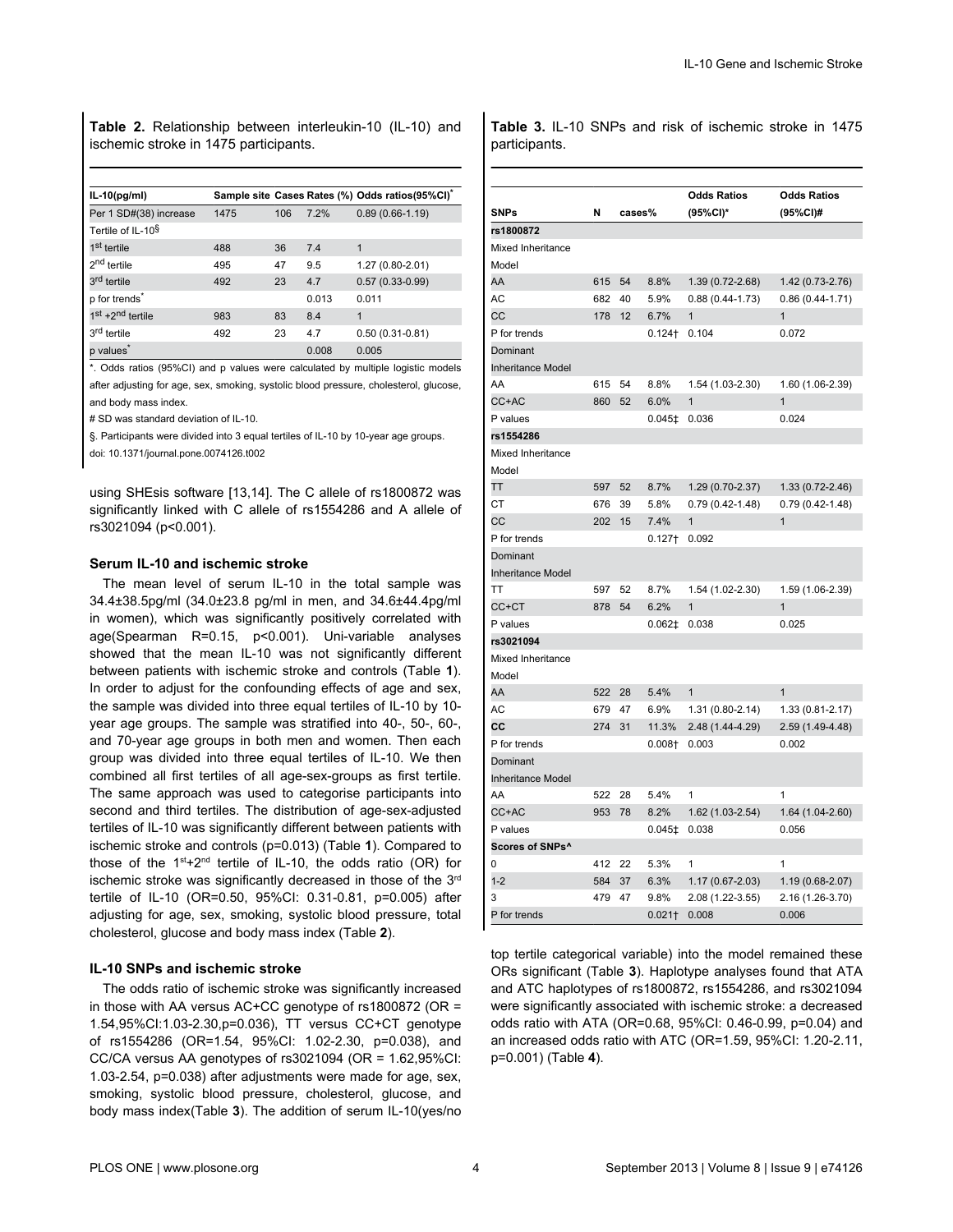**Table 2.** Relationship between interleukin-10 (IL-10) and ischemic stroke in 1475 participants.

| IL-10(pg/ml) | Sample site | Cases | Rates (%) | Odds ratios(95%CI)* |
|---|---|---|---|---|
| Per 1 SD#(38) increase | 1475 | 106 | 7.2% | 0.89 (0.66-1.19) |
| Tertile of IL-10§ | | | | |
| 1st tertile | 488 | 36 | 7.4 | 1 |
| 2nd tertile | 495 | 47 | 9.5 | 1.27 (0.80-2.01) |
| 3rd tertile | 492 | 23 | 4.7 | 0.57 (0.33-0.99) |
| p for trends* | | | 0.013 | 0.011 |
| 1st +2nd tertile | 983 | 83 | 8.4 | 1 |
| 3rd tertile | 492 | 23 | 4.7 | 0.50 (0.31-0.81) |
| p values* | | | 0.008 | 0.005 |

*. Odds ratios (95%CI) and p values were calculated by multiple logistic models after adjusting for age, sex, smoking, systolic blood pressure, cholesterol, glucose, and body mass index.

# SD was standard deviation of IL-10.

§. Participants were divided into 3 equal tertiles of IL-10 by 10-year age groups.

doi: 10.1371/journal.pone.0074126.t002

using SHEsis software [13,14]. The C allele of rs1800872 was significantly linked with C allele of rs1554286 and A allele of rs3021094 (p<0.001).

### Serum IL-10 and ischemic stroke

The mean level of serum IL-10 in the total sample was 34.4±38.5pg/ml (34.0±23.8 pg/ml in men, and 34.6±44.4pg/ml in women), which was significantly positively correlated with age(Spearman R=0.15, p<0.001). Uni-variable analyses showed that the mean IL-10 was not significantly different between patients with ischemic stroke and controls (Table **1**). In order to adjust for the confounding effects of age and sex, the sample was divided into three equal tertiles of IL-10 by 10-year age groups. The sample was stratified into 40-, 50-, 60-, and 70-year age groups in both men and women. Then each group was divided into three equal tertiles of IL-10. We then combined all first tertiles of all age-sex-groups as first tertile. The same approach was used to categorise participants into second and third tertiles. The distribution of age-sex-adjusted tertiles of IL-10 was significantly different between patients with ischemic stroke and controls (p=0.013) (Table **1**). Compared to those of the 1st+2nd tertile of IL-10, the odds ratio (OR) for ischemic stroke was significantly decreased in those of the 3rd tertile of IL-10 (OR=0.50, 95%CI: 0.31-0.81, p=0.005) after adjusting for age, sex, smoking, systolic blood pressure, total cholesterol, glucose and body mass index (Table **2**).

### IL-10 SNPs and ischemic stroke

The odds ratio of ischemic stroke was significantly increased in those with AA versus AC+CC genotype of rs1800872 (OR = 1.54,95%CI:1.03-2.30,p=0.036), TT versus CC+CT genotype of rs1554286 (OR=1.54, 95%CI: 1.02-2.30, p=0.038), and CC/CA versus AA genotypes of rs3021094 (OR = 1.62,95%CI: 1.03-2.54, p=0.038) after adjustments were made for age, sex, smoking, systolic blood pressure, cholesterol, glucose, and body mass index(Table **3**). The addition of serum IL-10(yes/no top tertile categorical variable) into the model remained these ORs significant (Table **3**). Haplotype analyses found that ATA and ATC haplotypes of rs1800872, rs1554286, and rs3021094 were significantly associated with ischemic stroke: a decreased odds ratio with ATA (OR=0.68, 95%CI: 0.46-0.99, p=0.04) and an increased odds ratio with ATC (OR=1.59, 95%CI: 1.20-2.11, p=0.001) (Table **4**).

**Table 3.** IL-10 SNPs and risk of ischemic stroke in 1475 participants.

| SNPs | N | cases | % | Odds Ratios (95%CI)* | Odds Ratios (95%CI)# |
|---|---|---|---|---|---|
| **rs1800872** | | | | | |
| Mixed Inheritance Model | | | | | |
| AA | 615 | 54 | 8.8% | 1.39 (0.72-2.68) | 1.42 (0.73-2.76) |
| AC | 682 | 40 | 5.9% | 0.88 (0.44-1.73) | 0.86 (0.44-1.71) |
| CC | 178 | 12 | 6.7% | 1 | 1 |
| P for trends | | | 0.124† | 0.104 | 0.072 |
| Dominant Inheritance Model | | | | | |
| AA | 615 | 54 | 8.8% | 1.54 (1.03-2.30) | 1.60 (1.06-2.39) |
| CC+AC | 860 | 52 | 6.0% | 1 | 1 |
| P values | | | 0.045‡ | 0.036 | 0.024 |
| **rs1554286** | | | | | |
| Mixed Inheritance Model | | | | | |
| TT | 597 | 52 | 8.7% | 1.29 (0.70-2.37) | 1.33 (0.72-2.46) |
| CT | 676 | 39 | 5.8% | 0.79 (0.42-1.48) | 0.79 (0.42-1.48) |
| CC | 202 | 15 | 7.4% | 1 | 1 |
| P for trends | | | 0.127† | 0.092 | |
| Dominant Inheritance Model | | | | | |
| TT | 597 | 52 | 8.7% | 1.54 (1.02-2.30) | 1.59 (1.06-2.39) |
| CC+CT | 878 | 54 | 6.2% | 1 | 1 |
| P values | | | 0.062‡ | 0.038 | 0.025 |
| **rs3021094** | | | | | |
| Mixed Inheritance Model | | | | | |
| AA | 522 | 28 | 5.4% | 1 | 1 |
| AC | 679 | 47 | 6.9% | 1.31 (0.80-2.14) | 1.33 (0.81-2.17) |
| **CC** | 274 | 31 | 11.3% | 2.48 (1.44-4.29) | 2.59 (1.49-4.48) |
| P for trends | | | 0.008† | 0.003 | 0.002 |
| Dominant Inheritance Model | | | | | |
| AA | 522 | 28 | 5.4% | 1 | 1 |
| CC+AC | 953 | 78 | 8.2% | 1.62 (1.03-2.54) | 1.64 (1.04-2.60) |
| P values | | | 0.045‡ | 0.038 | 0.056 |
| **Scores of SNPs^** | | | | | |
| 0 | 412 | 22 | 5.3% | 1 | 1 |
| 1-2 | 584 | 37 | 6.3% | 1.17 (0.67-2.03) | 1.19 (0.68-2.07) |
| 3 | 479 | 47 | 9.8% | 2.08 (1.22-3.55) | 2.16 (1.26-3.70) |
| P for trends | | | 0.021† | 0.008 | 0.006 |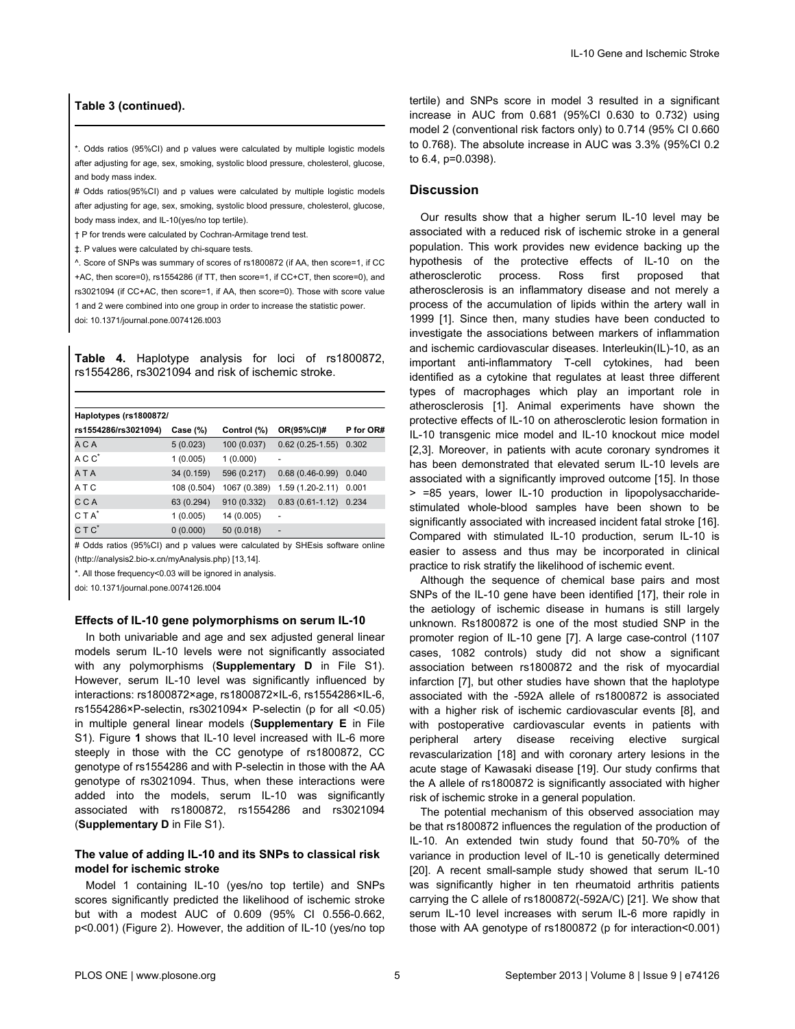**Table 3 (continued).**

*. Odds ratios (95%CI) and p values were calculated by multiple logistic models after adjusting for age, sex, smoking, systolic blood pressure, cholesterol, glucose, and body mass index.

# Odds ratios(95%CI) and p values were calculated by multiple logistic models after adjusting for age, sex, smoking, systolic blood pressure, cholesterol, glucose, body mass index, and IL-10(yes/no top tertile).

† P for trends were calculated by Cochran-Armitage trend test.

‡. P values were calculated by chi-square tests.

^. Score of SNPs was summary of scores of rs1800872 (if AA, then score=1, if CC +AC, then score=0), rs1554286 (if TT, then score=1, if CC+CT, then score=0), and rs3021094 (if CC+AC, then score=1, if AA, then score=0). Those with score value 1 and 2 were combined into one group in order to increase the statistic power.

doi: 10.1371/journal.pone.0074126.t003

**Table 4.** Haplotype analysis for loci of rs1800872, rs1554286, rs3021094 and risk of ischemic stroke.

| Haplotypes (rs1800872/ rs1554286/rs3021094) | Case (%) | Control (%) | OR(95%CI)# | P for OR# |
|---|---|---|---|---|
| A C A | 5 (0.023) | 100 (0.037) | 0.62 (0.25-1.55) | 0.302 |
| A C C* | 1 (0.005) | 1 (0.000) | - | |
| A T A | 34 (0.159) | 596 (0.217) | 0.68 (0.46-0.99) | 0.040 |
| A T C | 108 (0.504) | 1067 (0.389) | 1.59 (1.20-2.11) | 0.001 |
| C C A | 63 (0.294) | 910 (0.332) | 0.83 (0.61-1.12) | 0.234 |
| C T A* | 1 (0.005) | 14 (0.005) | - | |
| C T C* | 0 (0.000) | 50 (0.018) | - | |

# Odds ratios (95%CI) and p values were calculated by SHEsis software online (http://analysis2.bio-x.cn/myAnalysis.php) [13,14].

*. All those frequency<0.03 will be ignored in analysis.

doi: 10.1371/journal.pone.0074126.t004

### Effects of IL-10 gene polymorphisms on serum IL-10

In both univariable and age and sex adjusted general linear models serum IL-10 levels were not significantly associated with any polymorphisms (**Supplementary D** in File S1). However, serum IL-10 level was significantly influenced by interactions: rs1800872×age, rs1800872×IL-6, rs1554286×IL-6, rs1554286×P-selectin, rs3021094× P-selectin (p for all <0.05) in multiple general linear models (**Supplementary E** in File S1). Figure **1** shows that IL-10 level increased with IL-6 more steeply in those with the CC genotype of rs1800872, CC genotype of rs1554286 and with P-selectin in those with the AA genotype of rs3021094. Thus, when these interactions were added into the models, serum IL-10 was significantly associated with rs1800872, rs1554286 and rs3021094 (**Supplementary D** in File S1).

### The value of adding IL-10 and its SNPs to classical risk model for ischemic stroke

Model 1 containing IL-10 (yes/no top tertile) and SNPs scores significantly predicted the likelihood of ischemic stroke but with a modest AUC of 0.609 (95% CI 0.556-0.662, p<0.001) (Figure 2). However, the addition of IL-10 (yes/no top tertile) and SNPs score in model 3 resulted in a significant increase in AUC from 0.681 (95%CI 0.630 to 0.732) using model 2 (conventional risk factors only) to 0.714 (95% CI 0.660 to 0.768). The absolute increase in AUC was 3.3% (95%CI 0.2 to 6.4, p=0.0398).

## Discussion

Our results show that a higher serum IL-10 level may be associated with a reduced risk of ischemic stroke in a general population. This work provides new evidence backing up the hypothesis of the protective effects of IL-10 on the atherosclerotic process. Ross first proposed that atherosclerosis is an inflammatory disease and not merely a process of the accumulation of lipids within the artery wall in 1999 [1]. Since then, many studies have been conducted to investigate the associations between markers of inflammation and ischemic cardiovascular diseases. Interleukin(IL)-10, as an important anti-inflammatory T-cell cytokines, had been identified as a cytokine that regulates at least three different types of macrophages which play an important role in atherosclerosis [1]. Animal experiments have shown the protective effects of IL-10 on atherosclerotic lesion formation in IL-10 transgenic mice model and IL-10 knockout mice model [2,3]. Moreover, in patients with acute coronary syndromes it has been demonstrated that elevated serum IL-10 levels are associated with a significantly improved outcome [15]. In those > =85 years, lower IL-10 production in lipopolysaccharide-stimulated whole-blood samples have been shown to be significantly associated with increased incident fatal stroke [16]. Compared with stimulated IL-10 production, serum IL-10 is easier to assess and thus may be incorporated in clinical practice to risk stratify the likelihood of ischemic event.

Although the sequence of chemical base pairs and most SNPs of the IL-10 gene have been identified [17], their role in the aetiology of ischemic disease in humans is still largely unknown. Rs1800872 is one of the most studied SNP in the promoter region of IL-10 gene [7]. A large case-control (1107 cases, 1082 controls) study did not show a significant association between rs1800872 and the risk of myocardial infarction [7], but other studies have shown that the haplotype associated with the -592A allele of rs1800872 is associated with a higher risk of ischemic cardiovascular events [8], and with postoperative cardiovascular events in patients with peripheral artery disease receiving elective surgical revascularization [18] and with coronary artery lesions in the acute stage of Kawasaki disease [19]. Our study confirms that the A allele of rs1800872 is significantly associated with higher risk of ischemic stroke in a general population.

The potential mechanism of this observed association may be that rs1800872 influences the regulation of the production of IL-10. An extended twin study found that 50-70% of the variance in production level of IL-10 is genetically determined [20]. A recent small-sample study showed that serum IL-10 was significantly higher in ten rheumatoid arthritis patients carrying the C allele of rs1800872(-592A/C) [21]. We show that serum IL-10 level increases with serum IL-6 more rapidly in those with AA genotype of rs1800872 (p for interaction<0.001)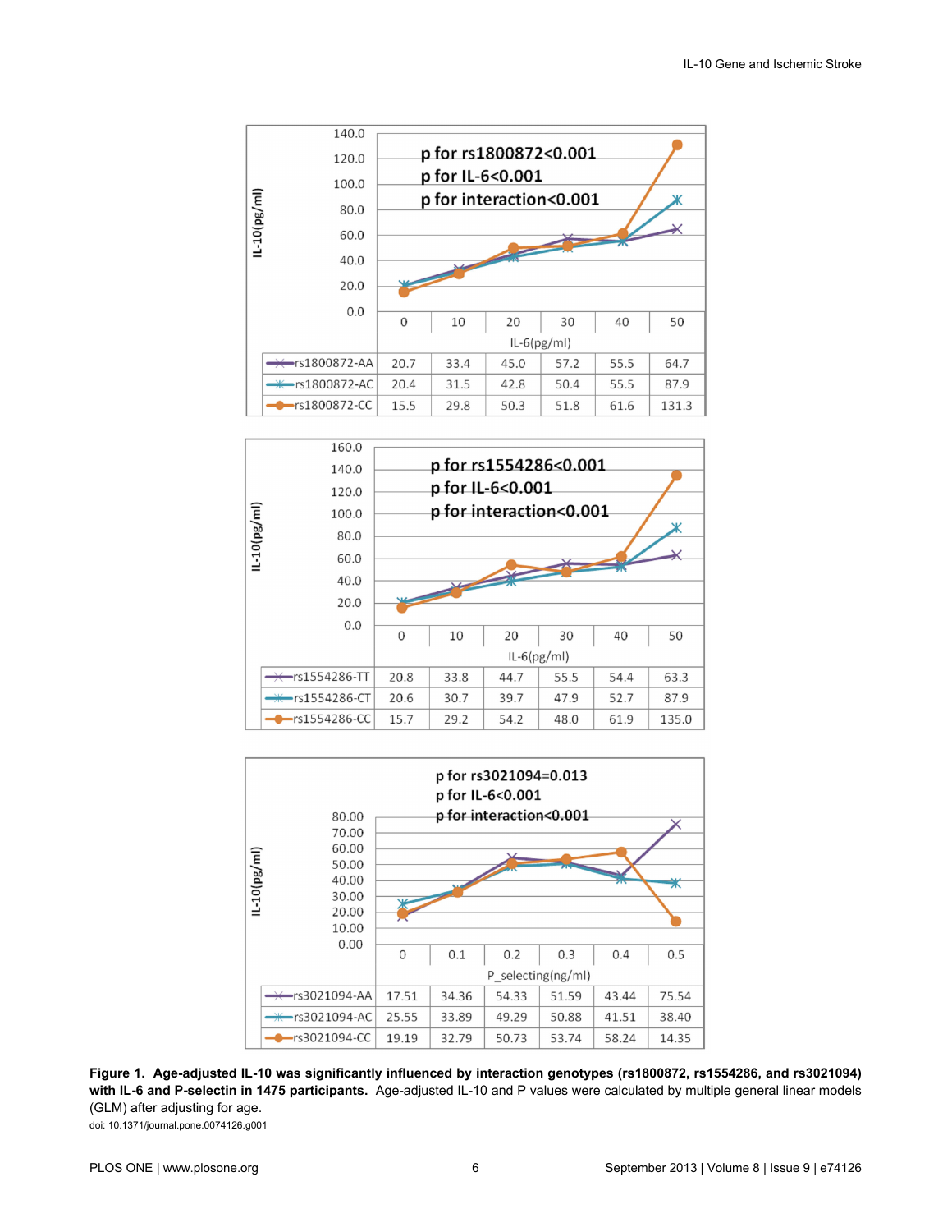| | 0 | 10 | 20 | 30 | 40 | 50 |
|---|---|---|---|---|---|---|
| rs1800872-AA | 20.7 | 33.4 | 45.0 | 57.2 | 55.5 | 64.7 |
| rs1800872-AC | 20.4 | 31.5 | 42.8 | 50.4 | 55.5 | 87.9 |
| rs1800872-CC | 15.5 | 29.8 | 50.3 | 51.8 | 61.6 | 131.3 |

p for rs1800872<0.001
p for IL-6<0.001
p for interaction<0.001

| | 0 | 10 | 20 | 30 | 40 | 50 |
|---|---|---|---|---|---|---|
| rs1554286-TT | 20.8 | 33.8 | 44.7 | 55.5 | 54.4 | 63.3 |
| rs1554286-CT | 20.6 | 30.7 | 39.7 | 47.9 | 52.7 | 87.9 |
| rs1554286-CC | 15.7 | 29.2 | 54.2 | 48.0 | 61.9 | 135.0 |

p for rs1554286<0.001
p for IL-6<0.001
p for interaction<0.001

| | 0 | 0.1 | 0.2 | 0.3 | 0.4 | 0.5 |
|---|---|---|---|---|---|---|
| rs3021094-AA | 17.51 | 34.36 | 54.33 | 51.59 | 43.44 | 75.54 |
| rs3021094-AC | 25.55 | 33.89 | 49.29 | 50.88 | 41.51 | 38.40 |
| rs3021094-CC | 19.19 | 32.79 | 50.73 | 53.74 | 58.24 | 14.35 |

p for rs3021094=0.013
p for IL-6<0.001
p for interaction<0.001

**Figure 1. Age-adjusted IL-10 was significantly influenced by interaction genotypes (rs1800872, rs1554286, and rs3021094) with IL-6 and P-selectin in 1475 participants.** Age-adjusted IL-10 and P values were calculated by multiple general linear models (GLM) after adjusting for age.
doi: 10.1371/journal.pone.0074126.g001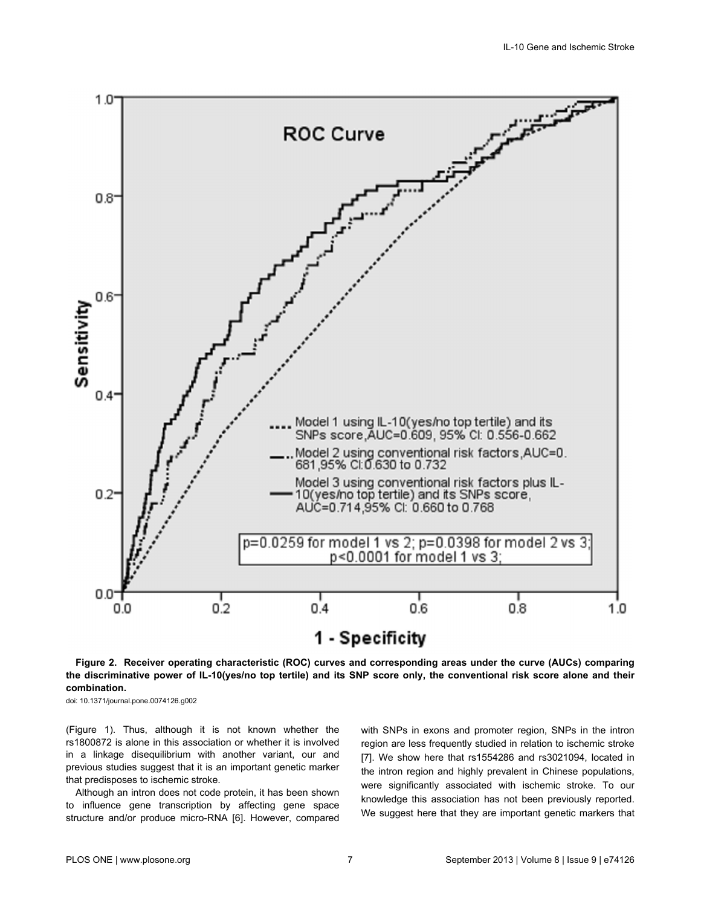**Figure 2. Receiver operating characteristic (ROC) curves and corresponding areas under the curve (AUCs) comparing the discriminative power of IL-10(yes/no top tertile) and its SNP score only, the conventional risk score alone and their combination.**

doi: 10.1371/journal.pone.0074126.g002

(Figure 1). Thus, although it is not known whether the rs1800872 is alone in this association or whether it is involved in a linkage disequilibrium with another variant, our and previous studies suggest that it is an important genetic marker that predisposes to ischemic stroke.

Although an intron does not code protein, it has been shown to influence gene transcription by affecting gene space structure and/or produce micro-RNA [6]. However, compared with SNPs in exons and promoter region, SNPs in the intron region are less frequently studied in relation to ischemic stroke [7]. We show here that rs1554286 and rs3021094, located in the intron region and highly prevalent in Chinese populations, were significantly associated with ischemic stroke. To our knowledge this association has not been previously reported. We suggest here that they are important genetic markers that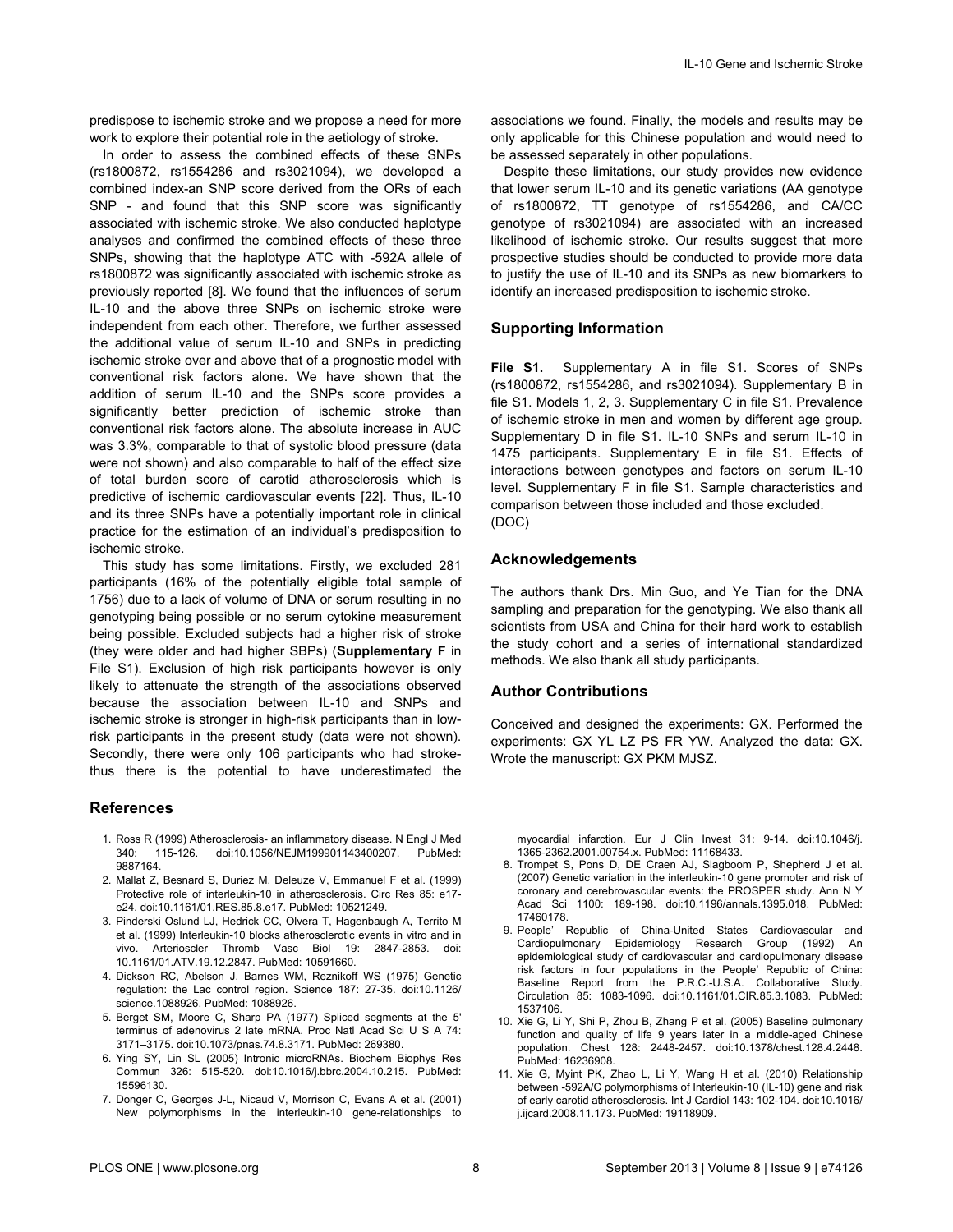predispose to ischemic stroke and we propose a need for more work to explore their potential role in the aetiology of stroke.

In order to assess the combined effects of these SNPs (rs1800872, rs1554286 and rs3021094), we developed a combined index-an SNP score derived from the ORs of each SNP - and found that this SNP score was significantly associated with ischemic stroke. We also conducted haplotype analyses and confirmed the combined effects of these three SNPs, showing that the haplotype ATC with -592A allele of rs1800872 was significantly associated with ischemic stroke as previously reported [8]. We found that the influences of serum IL-10 and the above three SNPs on ischemic stroke were independent from each other. Therefore, we further assessed the additional value of serum IL-10 and SNPs in predicting ischemic stroke over and above that of a prognostic model with conventional risk factors alone. We have shown that the addition of serum IL-10 and the SNPs score provides a significantly better prediction of ischemic stroke than conventional risk factors alone. The absolute increase in AUC was 3.3%, comparable to that of systolic blood pressure (data were not shown) and also comparable to half of the effect size of total burden score of carotid atherosclerosis which is predictive of ischemic cardiovascular events [22]. Thus, IL-10 and its three SNPs have a potentially important role in clinical practice for the estimation of an individual's predisposition to ischemic stroke.

This study has some limitations. Firstly, we excluded 281 participants (16% of the potentially eligible total sample of 1756) due to a lack of volume of DNA or serum resulting in no genotyping being possible or no serum cytokine measurement being possible. Excluded subjects had a higher risk of stroke (they were older and had higher SBPs) (**Supplementary F** in File S1). Exclusion of high risk participants however is only likely to attenuate the strength of the associations observed because the association between IL-10 and SNPs and ischemic stroke is stronger in high-risk participants than in low-risk participants in the present study (data were not shown). Secondly, there were only 106 participants who had stroke-thus there is the potential to have underestimated the associations we found. Finally, the models and results may be only applicable for this Chinese population and would need to be assessed separately in other populations.

Despite these limitations, our study provides new evidence that lower serum IL-10 and its genetic variations (AA genotype of rs1800872, TT genotype of rs1554286, and CA/CC genotype of rs3021094) are associated with an increased likelihood of ischemic stroke. Our results suggest that more prospective studies should be conducted to provide more data to justify the use of IL-10 and its SNPs as new biomarkers to identify an increased predisposition to ischemic stroke.

## Supporting Information

**File S1.** Supplementary A in file S1. Scores of SNPs (rs1800872, rs1554286, and rs3021094). Supplementary B in file S1. Models 1, 2, 3. Supplementary C in file S1. Prevalence of ischemic stroke in men and women by different age group. Supplementary D in file S1. IL-10 SNPs and serum IL-10 in 1475 participants. Supplementary E in file S1. Effects of interactions between genotypes and factors on serum IL-10 level. Supplementary F in file S1. Sample characteristics and comparison between those included and those excluded.
(DOC)

## Acknowledgements

The authors thank Drs. Min Guo, and Ye Tian for the DNA sampling and preparation for the genotyping. We also thank all scientists from USA and China for their hard work to establish the study cohort and a series of international standardized methods. We also thank all study participants.

## Author Contributions

Conceived and designed the experiments: GX. Performed the experiments: GX YL LZ PS FR YW. Analyzed the data: GX. Wrote the manuscript: GX PKM MJSZ.

## References

1. Ross R (1999) Atherosclerosis- an inflammatory disease. N Engl J Med 340: 115-126. doi:10.1056/NEJM199901143400207. PubMed: 9887164.
2. Mallat Z, Besnard S, Duriez M, Deleuze V, Emmanuel F et al. (1999) Protective role of interleukin-10 in atherosclerosis. Circ Res 85: e17-e24. doi:10.1161/01.RES.85.8.e17. PubMed: 10521249.
3. Pinderski Oslund LJ, Hedrick CC, Olvera T, Hagenbaugh A, Territo M et al. (1999) Interleukin-10 blocks atherosclerotic events in vitro and in vivo. Arterioscler Thromb Vasc Biol 19: 2847-2853. doi: 10.1161/01.ATV.19.12.2847. PubMed: 10591660.
4. Dickson RC, Abelson J, Barnes WM, Reznikoff WS (1975) Genetic regulation: the Lac control region. Science 187: 27-35. doi:10.1126/science.1088926. PubMed: 1088926.
5. Berget SM, Moore C, Sharp PA (1977) Spliced segments at the 5' terminus of adenovirus 2 late mRNA. Proc Natl Acad Sci U S A 74: 3171–3175. doi:10.1073/pnas.74.8.3171. PubMed: 269380.
6. Ying SY, Lin SL (2005) Intronic microRNAs. Biochem Biophys Res Commun 326: 515-520. doi:10.1016/j.bbrc.2004.10.215. PubMed: 15596130.
7. Donger C, Georges J-L, Nicaud V, Morrison C, Evans A et al. (2001) New polymorphisms in the interleukin-10 gene-relationships to myocardial infarction. Eur J Clin Invest 31: 9-14. doi:10.1046/j.1365-2362.2001.00754.x. PubMed: 11168433.
8. Trompet S, Pons D, DE Craen AJ, Slagboom P, Shepherd J et al. (2007) Genetic variation in the interleukin-10 gene promoter and risk of coronary and cerebrovascular events: the PROSPER study. Ann N Y Acad Sci 1100: 189-198. doi:10.1196/annals.1395.018. PubMed: 17460178.
9. People' Republic of China-United States Cardiovascular and Cardiopulmonary Epidemiology Research Group (1992) An epidemiological study of cardiovascular and cardiopulmonary disease risk factors in four populations in the People' Republic of China: Baseline Report from the P.R.C.-U.S.A. Collaborative Study. Circulation 85: 1083-1096. doi:10.1161/01.CIR.85.3.1083. PubMed: 1537106.
10. Xie G, Li Y, Shi P, Zhou B, Zhang P et al. (2005) Baseline pulmonary function and quality of life 9 years later in a middle-aged Chinese population. Chest 128: 2448-2457. doi:10.1378/chest.128.4.2448. PubMed: 16236908.
11. Xie G, Myint PK, Zhao L, Li Y, Wang H et al. (2010) Relationship between -592A/C polymorphisms of Interleukin-10 (IL-10) gene and risk of early carotid atherosclerosis. Int J Cardiol 143: 102-104. doi:10.1016/j.ijcard.2008.11.173. PubMed: 19118909.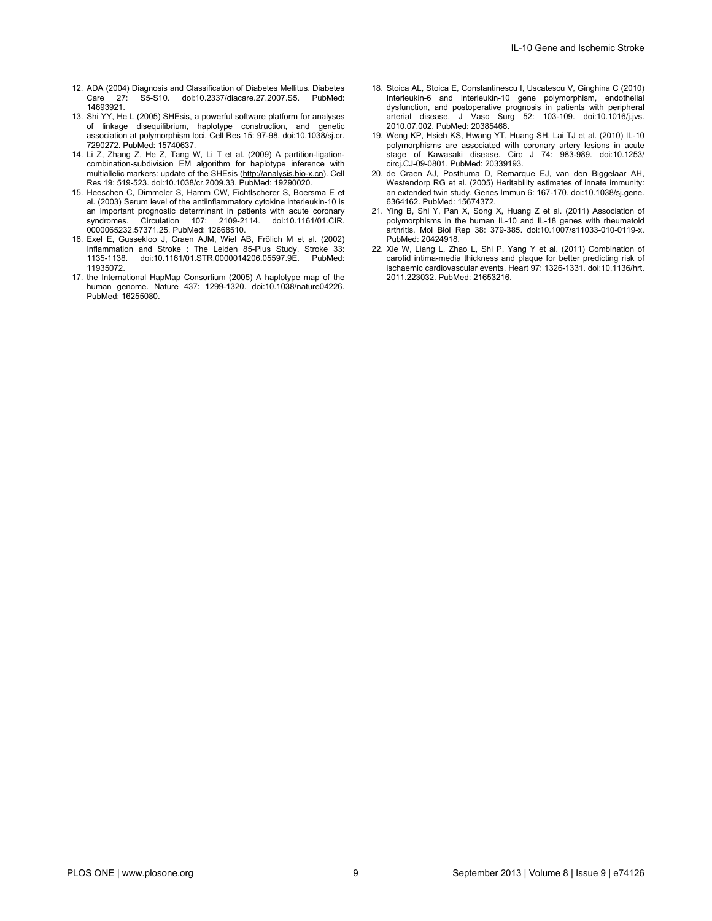12. ADA (2004) Diagnosis and Classification of Diabetes Mellitus. Diabetes Care 27: S5-S10. doi:10.2337/diacare.27.2007.S5. PubMed: 14693921.
13. Shi YY, He L (2005) SHEsis, a powerful software platform for analyses of linkage disequilibrium, haplotype construction, and genetic association at polymorphism loci. Cell Res 15: 97-98. doi:10.1038/sj.cr.7290272. PubMed: 15740637.
14. Li Z, Zhang Z, He Z, Tang W, Li T et al. (2009) A partition-ligation-combination-subdivision EM algorithm for haplotype inference with multiallelic markers: update of the SHEsis (http://analysis.bio-x.cn). Cell Res 19: 519-523. doi:10.1038/cr.2009.33. PubMed: 19290020.
15. Heeschen C, Dimmeler S, Hamm CW, Fichtlscherer S, Boersma E et al. (2003) Serum level of the antiinflammatory cytokine interleukin-10 is an important prognostic determinant in patients with acute coronary syndromes. Circulation 107: 2109-2114. doi:10.1161/01.CIR.0000065232.57371.25. PubMed: 12668510.
16. Exel E, Gussekloo J, Craen AJM, Wiel AB, Frölich M et al. (2002) Inflammation and Stroke : The Leiden 85-Plus Study. Stroke 33: 1135-1138. doi:10.1161/01.STR.0000014206.05597.9E. PubMed: 11935072.
17. the International HapMap Consortium (2005) A haplotype map of the human genome. Nature 437: 1299-1320. doi:10.1038/nature04226. PubMed: 16255080.
18. Stoica AL, Stoica E, Constantinescu I, Uscatescu V, Ginghina C (2010) Interleukin-6 and interleukin-10 gene polymorphism, endothelial dysfunction, and postoperative prognosis in patients with peripheral arterial disease. J Vasc Surg 52: 103-109. doi:10.1016/j.jvs.2010.07.002. PubMed: 20385468.
19. Weng KP, Hsieh KS, Hwang YT, Huang SH, Lai TJ et al. (2010) IL-10 polymorphisms are associated with coronary artery lesions in acute stage of Kawasaki disease. Circ J 74: 983-989. doi:10.1253/circj.CJ-09-0801. PubMed: 20339193.
20. de Craen AJ, Posthuma D, Remarque EJ, van den Biggelaar AH, Westendorp RG et al. (2005) Heritability estimates of innate immunity: an extended twin study. Genes Immun 6: 167-170. doi:10.1038/sj.gene.6364162. PubMed: 15674372.
21. Ying B, Shi Y, Pan X, Song X, Huang Z et al. (2011) Association of polymorphisms in the human IL-10 and IL-18 genes with rheumatoid arthritis. Mol Biol Rep 38: 379-385. doi:10.1007/s11033-010-0119-x. PubMed: 20424918.
22. Xie W, Liang L, Zhao L, Shi P, Yang Y et al. (2011) Combination of carotid intima-media thickness and plaque for better predicting risk of ischaemic cardiovascular events. Heart 97: 1326-1331. doi:10.1136/hrt.2011.223032. PubMed: 21653216.